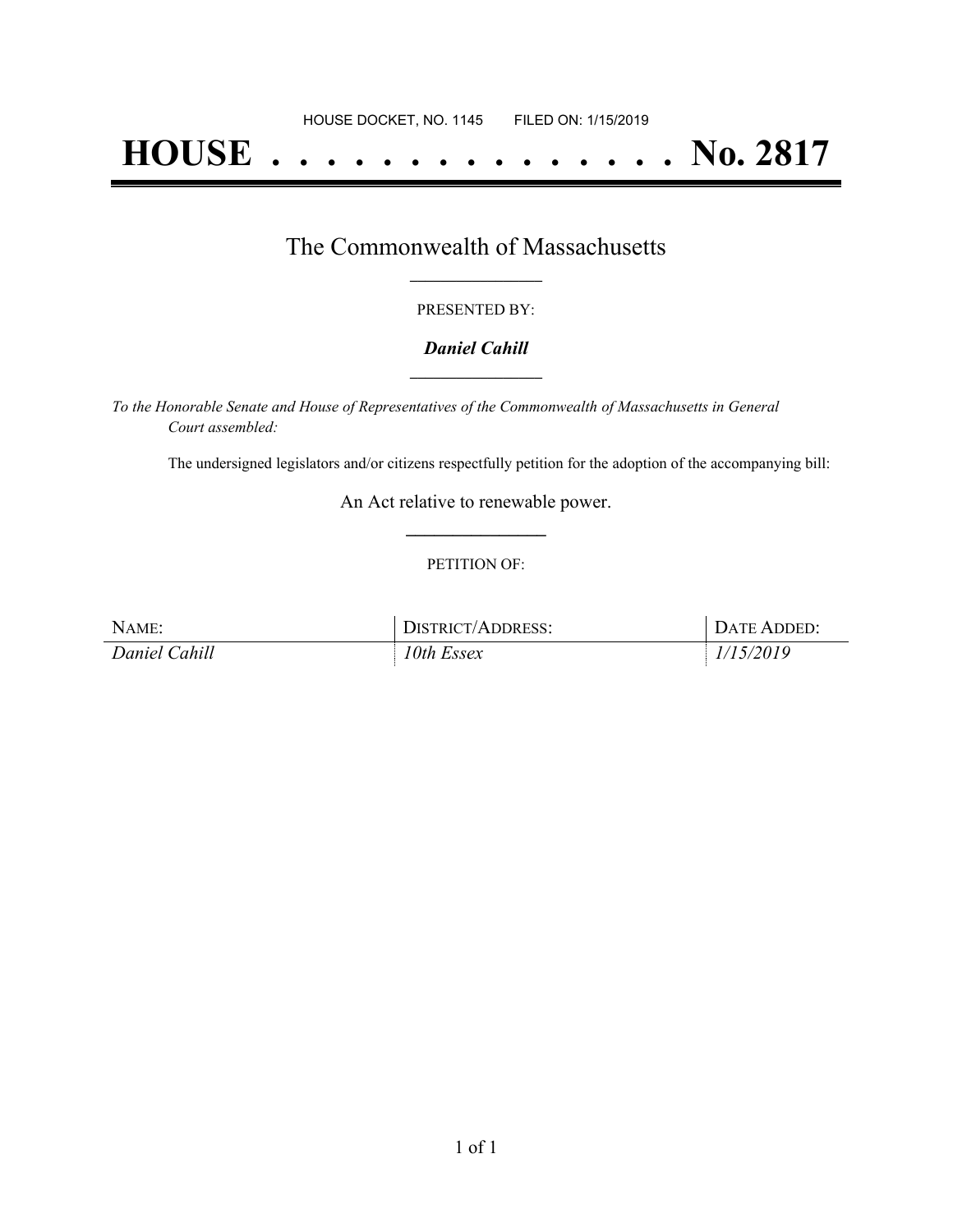HOUSE DOCKET, NO. 1145 FILED ON: 1/15/2019

# HOUSE . . . . . . . . . . . . . . . No. 2817

## The Commonwealth of Massachusetts

PRESENTED BY:

***Daniel Cahill***

*To the Honorable Senate and House of Representatives of the Commonwealth of Massachusetts in General Court assembled:*

The undersigned legislators and/or citizens respectfully petition for the adoption of the accompanying bill:

An Act relative to renewable power.

PETITION OF:

| NAME: | DISTRICT/ADDRESS: | DATE ADDED: |
| --- | --- | --- |
| *Daniel Cahill* | *10th Essex* | *1/15/2019* |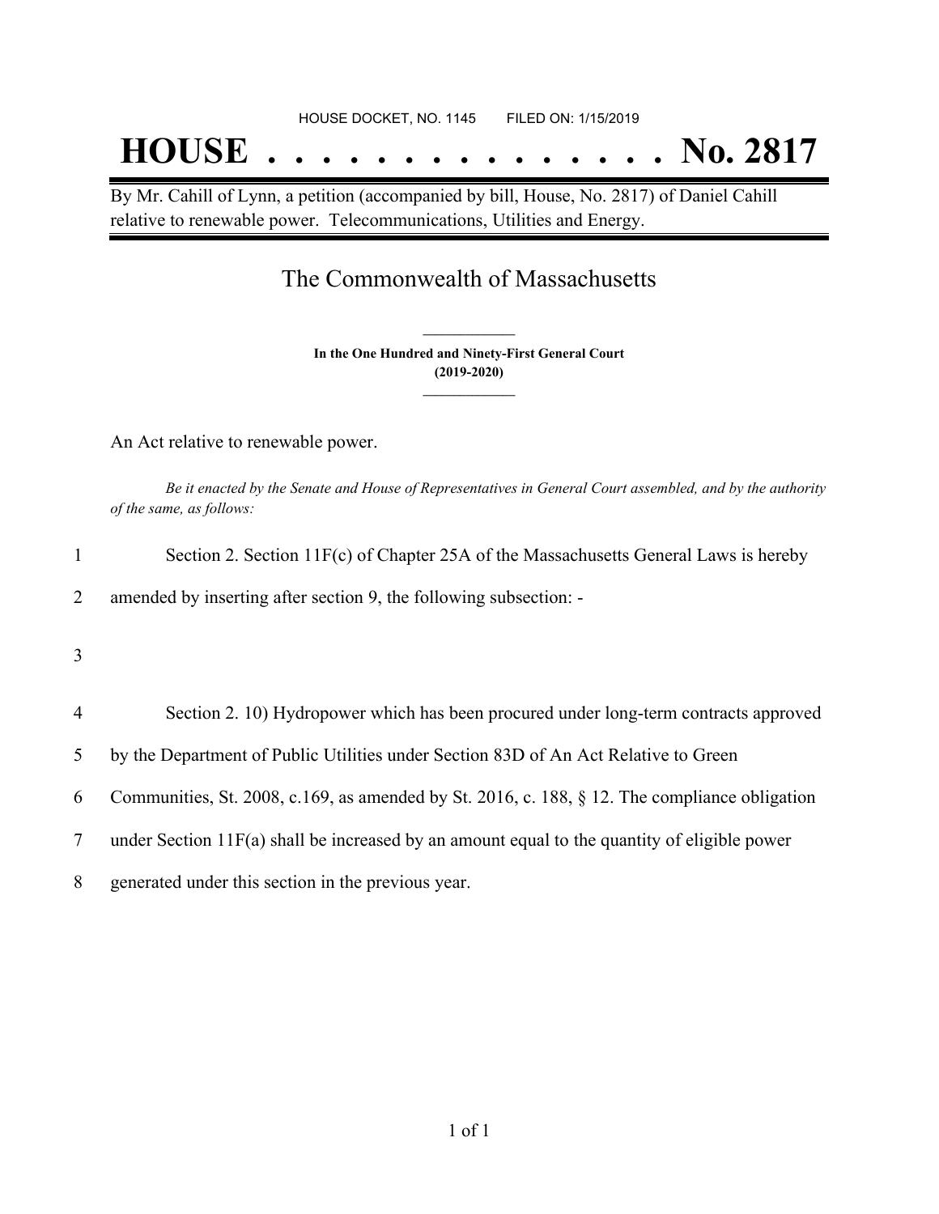HOUSE DOCKET, NO. 1145 FILED ON: 1/15/2019

# HOUSE . . . . . . . . . . . . . . . No. 2817

By Mr. Cahill of Lynn, a petition (accompanied by bill, House, No. 2817) of Daniel Cahill relative to renewable power. Telecommunications, Utilities and Energy.

## The Commonwealth of Massachusetts

**In the One Hundred and Ninety-First General Court**
**(2019-2020)**

An Act relative to renewable power.

*Be it enacted by the Senate and House of Representatives in General Court assembled, and by the authority of the same, as follows:*

1 Section 2. Section 11F(c) of Chapter 25A of the Massachusetts General Laws is hereby
2 amended by inserting after section 9, the following subsection: -
3
4 Section 2. 10) Hydropower which has been procured under long-term contracts approved
5 by the Department of Public Utilities under Section 83D of An Act Relative to Green
6 Communities, St. 2008, c.169, as amended by St. 2016, c. 188, § 12. The compliance obligation
7 under Section 11F(a) shall be increased by an amount equal to the quantity of eligible power
8 generated under this section in the previous year.